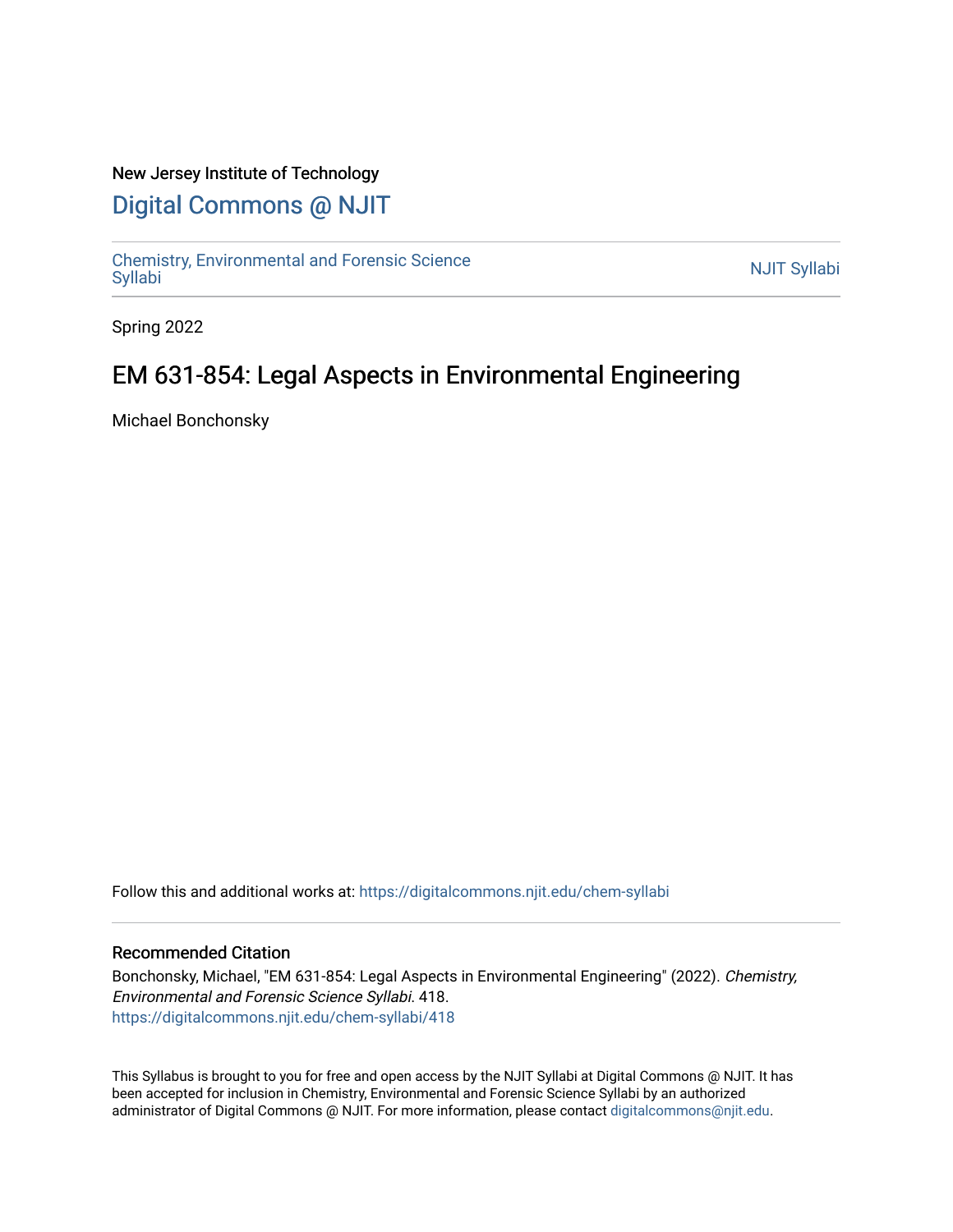New Jersey Institute of Technology

# Digital Commons @ NJIT

Chemistry, Environmental and Forensic Science Syllabi

NJIT Syllabi

Spring 2022

## EM 631-854: Legal Aspects in Environmental Engineering

Michael Bonchonsky

Follow this and additional works at: https://digitalcommons.njit.edu/chem-syllabi

### Recommended Citation

Bonchonsky, Michael, "EM 631-854: Legal Aspects in Environmental Engineering" (2022). *Chemistry, Environmental and Forensic Science Syllabi*. 418.
https://digitalcommons.njit.edu/chem-syllabi/418

This Syllabus is brought to you for free and open access by the NJIT Syllabi at Digital Commons @ NJIT. It has been accepted for inclusion in Chemistry, Environmental and Forensic Science Syllabi by an authorized administrator of Digital Commons @ NJIT. For more information, please contact digitalcommons@njit.edu.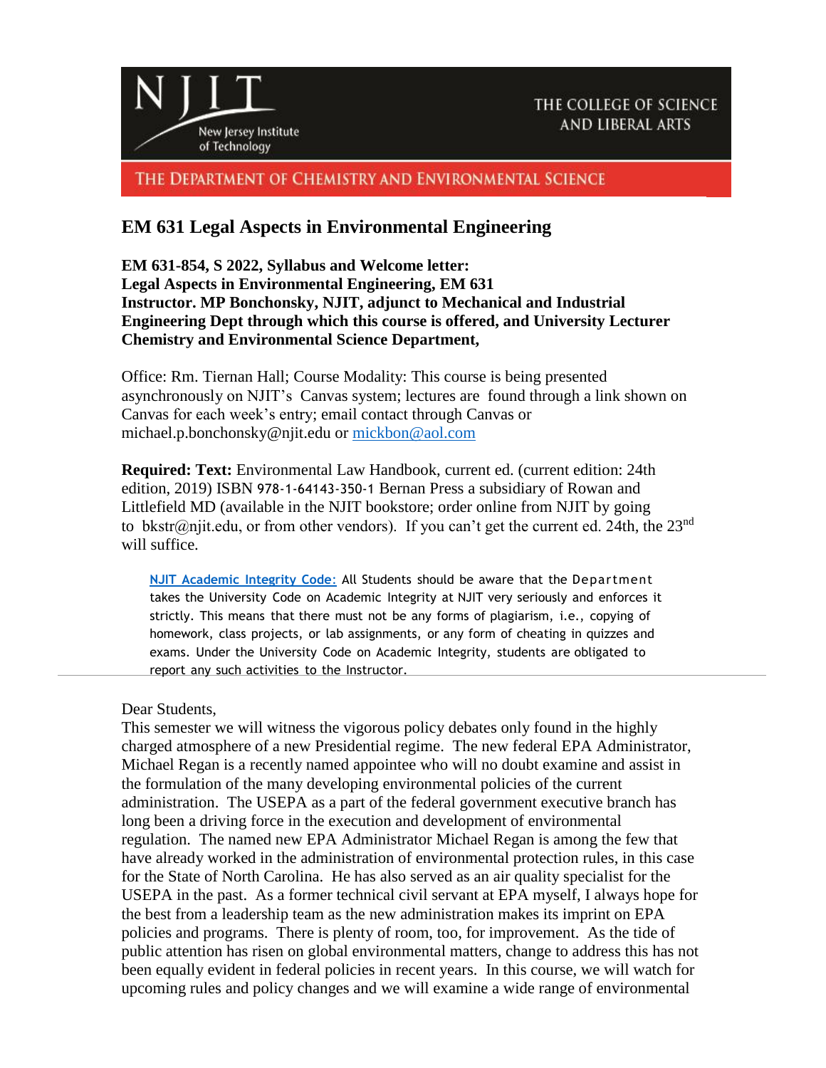# EM 631 Legal Aspects in Environmental Engineering

**EM 631-854, S 2022, Syllabus and Welcome letter:**
**Legal Aspects in Environmental Engineering, EM 631**
**Instructor. MP Bonchonsky, NJIT, adjunct to Mechanical and Industrial Engineering Dept through which this course is offered, and University Lecturer Chemistry and Environmental Science Department,**

Office: Rm. Tiernan Hall; Course Modality: This course is being presented asynchronously on NJIT's Canvas system; lectures are found through a link shown on Canvas for each week's entry; email contact through Canvas or michael.p.bonchonsky@njit.edu or mickbon@aol.com

**Required: Text:** Environmental Law Handbook, current ed. (current edition: 24th edition, 2019) ISBN 978-1-64143-350-1 Bernan Press a subsidiary of Rowan and Littlefield MD (available in the NJIT bookstore; order online from NJIT by going to bkstr@njit.edu, or from other vendors). If you can't get the current ed. 24th, the 23rd will suffice.

> NJIT Academic Integrity Code: All Students should be aware that the Department takes the University Code on Academic Integrity at NJIT very seriously and enforces it strictly. This means that there must not be any forms of plagiarism, i.e., copying of homework, class projects, or lab assignments, or any form of cheating in quizzes and exams. Under the University Code on Academic Integrity, students are obligated to report any such activities to the Instructor.

---

Dear Students,

This semester we will witness the vigorous policy debates only found in the highly charged atmosphere of a new Presidential regime. The new federal EPA Administrator, Michael Regan is a recently named appointee who will no doubt examine and assist in the formulation of the many developing environmental policies of the current administration. The USEPA as a part of the federal government executive branch has long been a driving force in the execution and development of environmental regulation. The named new EPA Administrator Michael Regan is among the few that have already worked in the administration of environmental protection rules, in this case for the State of North Carolina. He has also served as an air quality specialist for the USEPA in the past. As a former technical civil servant at EPA myself, I always hope for the best from a leadership team as the new administration makes its imprint on EPA policies and programs. There is plenty of room, too, for improvement. As the tide of public attention has risen on global environmental matters, change to address this has not been equally evident in federal policies in recent years. In this course, we will watch for upcoming rules and policy changes and we will examine a wide range of environmental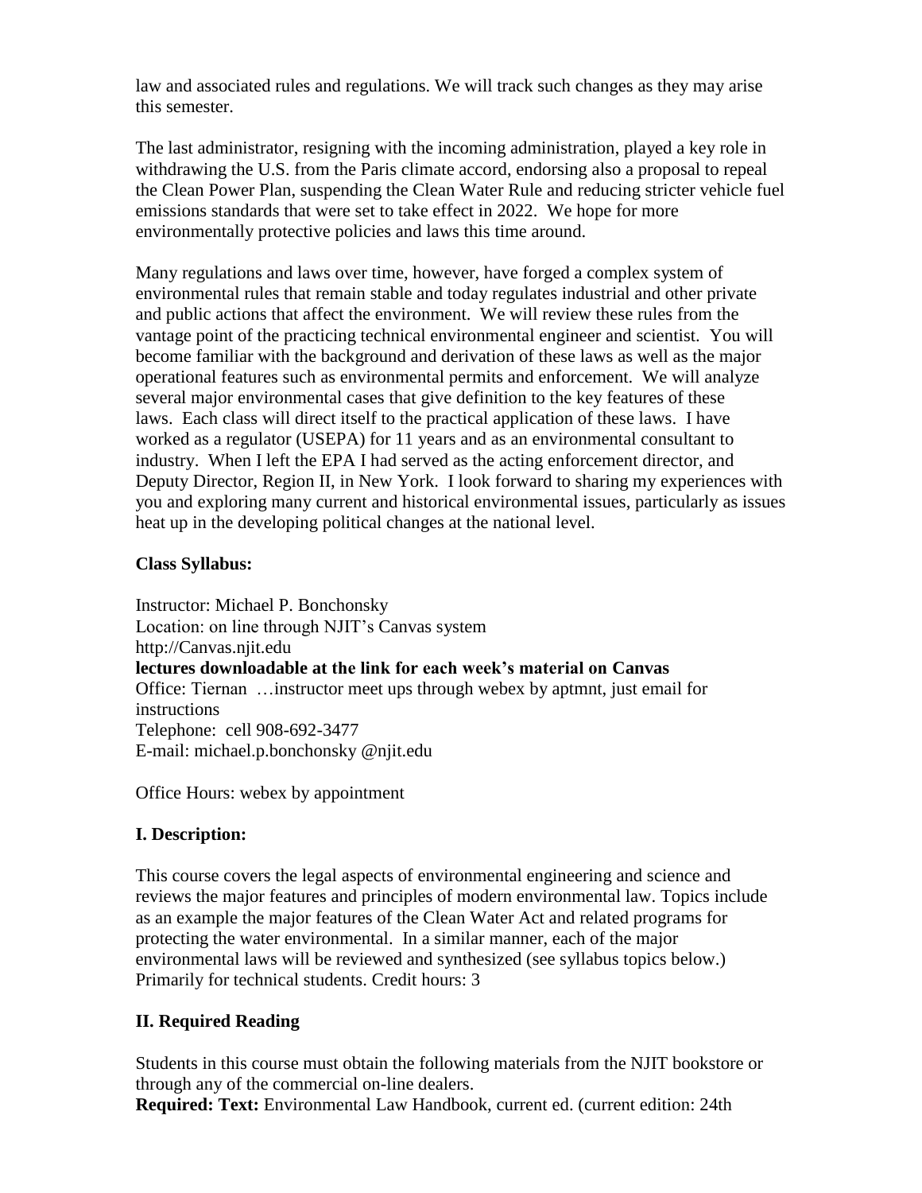law and associated rules and regulations. We will track such changes as they may arise this semester.

The last administrator, resigning with the incoming administration, played a key role in withdrawing the U.S. from the Paris climate accord, endorsing also a proposal to repeal the Clean Power Plan, suspending the Clean Water Rule and reducing stricter vehicle fuel emissions standards that were set to take effect in 2022. We hope for more environmentally protective policies and laws this time around.

Many regulations and laws over time, however, have forged a complex system of environmental rules that remain stable and today regulates industrial and other private and public actions that affect the environment. We will review these rules from the vantage point of the practicing technical environmental engineer and scientist. You will become familiar with the background and derivation of these laws as well as the major operational features such as environmental permits and enforcement. We will analyze several major environmental cases that give definition to the key features of these laws. Each class will direct itself to the practical application of these laws. I have worked as a regulator (USEPA) for 11 years and as an environmental consultant to industry. When I left the EPA I had served as the acting enforcement director, and Deputy Director, Region II, in New York. I look forward to sharing my experiences with you and exploring many current and historical environmental issues, particularly as issues heat up in the developing political changes at the national level.

**Class Syllabus:**

Instructor: Michael P. Bonchonsky
Location: on line through NJIT's Canvas system
http://Canvas.njit.edu
**lectures downloadable at the link for each week's material on Canvas**
Office: Tiernan …instructor meet ups through webex by aptmnt, just email for instructions
Telephone: cell 908-692-3477
E-mail: michael.p.bonchonsky @njit.edu

Office Hours: webex by appointment

## I. Description:

This course covers the legal aspects of environmental engineering and science and reviews the major features and principles of modern environmental law. Topics include as an example the major features of the Clean Water Act and related programs for protecting the water environmental. In a similar manner, each of the major environmental laws will be reviewed and synthesized (see syllabus topics below.) Primarily for technical students. Credit hours: 3

## II. Required Reading

Students in this course must obtain the following materials from the NJIT bookstore or through any of the commercial on-line dealers.
**Required: Text:** Environmental Law Handbook, current ed. (current edition: 24th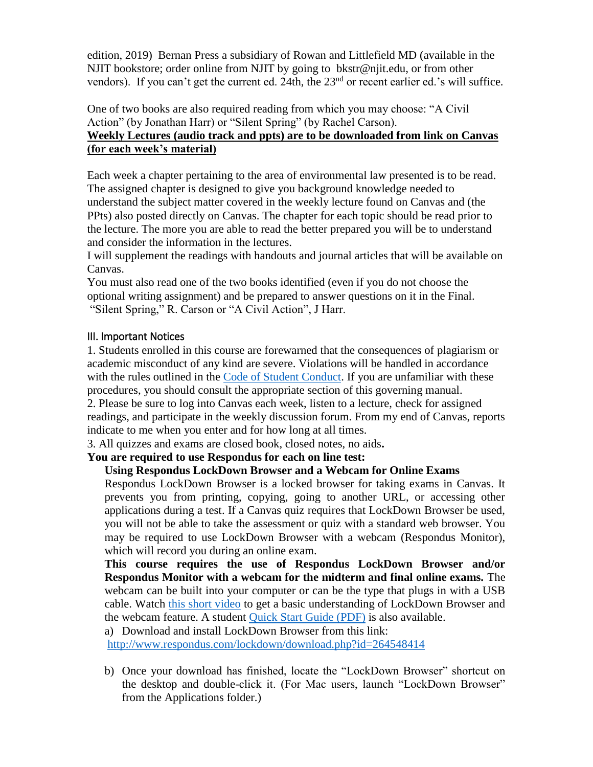edition, 2019) Bernan Press a subsidiary of Rowan and Littlefield MD (available in the NJIT bookstore; order online from NJIT by going to bkstr@njit.edu, or from other vendors). If you can't get the current ed. 24th, the 23rd or recent earlier ed.'s will suffice.

One of two books are also required reading from which you may choose: "A Civil Action" (by Jonathan Harr) or "Silent Spring" (by Rachel Carson).

**Weekly Lectures (audio track and ppts) are to be downloaded from link on Canvas (for each week's material)**

Each week a chapter pertaining to the area of environmental law presented is to be read. The assigned chapter is designed to give you background knowledge needed to understand the subject matter covered in the weekly lecture found on Canvas and (the PPts) also posted directly on Canvas. The chapter for each topic should be read prior to the lecture. The more you are able to read the better prepared you will be to understand and consider the information in the lectures.

I will supplement the readings with handouts and journal articles that will be available on Canvas.

You must also read one of the two books identified (even if you do not choose the optional writing assignment) and be prepared to answer questions on it in the Final. "Silent Spring," R. Carson or "A Civil Action", J Harr.

### III. Important Notices

1. Students enrolled in this course are forewarned that the consequences of plagiarism or academic misconduct of any kind are severe. Violations will be handled in accordance with the rules outlined in the Code of Student Conduct. If you are unfamiliar with these procedures, you should consult the appropriate section of this governing manual.
2. Please be sure to log into Canvas each week, listen to a lecture, check for assigned readings, and participate in the weekly discussion forum. From my end of Canvas, reports indicate to me when you enter and for how long at all times.
3. All quizzes and exams are closed book, closed notes, no aids**.**

**You are required to use Respondus for each on line test:**

**Using Respondus LockDown Browser and a Webcam for Online Exams**

Respondus LockDown Browser is a locked browser for taking exams in Canvas. It prevents you from printing, copying, going to another URL, or accessing other applications during a test. If a Canvas quiz requires that LockDown Browser be used, you will not be able to take the assessment or quiz with a standard web browser. You may be required to use LockDown Browser with a webcam (Respondus Monitor), which will record you during an online exam.

**This course requires the use of Respondus LockDown Browser and/or Respondus Monitor with a webcam for the midterm and final online exams.** The webcam can be built into your computer or can be the type that plugs in with a USB cable. Watch this short video to get a basic understanding of LockDown Browser and the webcam feature. A student Quick Start Guide (PDF) is also available.

a) Download and install LockDown Browser from this link: http://www.respondus.com/lockdown/download.php?id=264548414

b) Once your download has finished, locate the "LockDown Browser" shortcut on the desktop and double-click it. (For Mac users, launch "LockDown Browser" from the Applications folder.)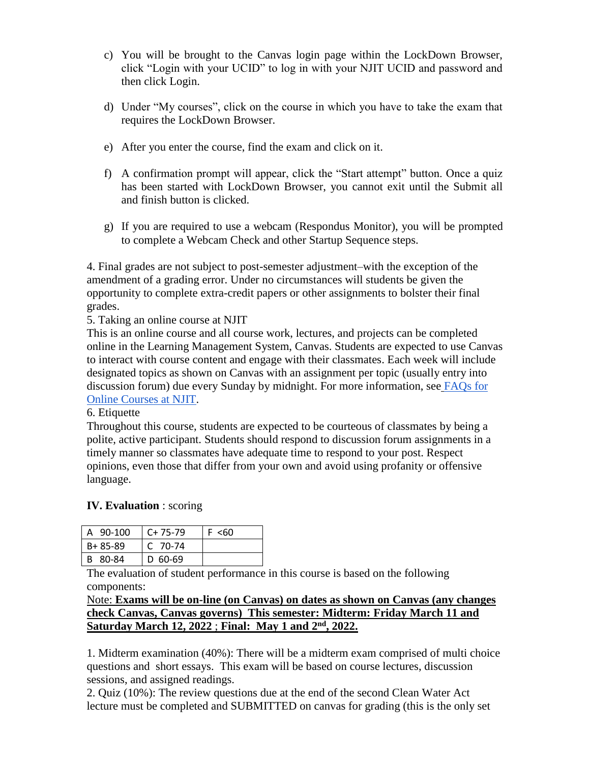c) You will be brought to the Canvas login page within the LockDown Browser, click "Login with your UCID" to log in with your NJIT UCID and password and then click Login.

d) Under "My courses", click on the course in which you have to take the exam that requires the LockDown Browser.

e) After you enter the course, find the exam and click on it.

f) A confirmation prompt will appear, click the "Start attempt" button. Once a quiz has been started with LockDown Browser, you cannot exit until the Submit all and finish button is clicked.

g) If you are required to use a webcam (Respondus Monitor), you will be prompted to complete a Webcam Check and other Startup Sequence steps.

4. Final grades are not subject to post-semester adjustment–with the exception of the amendment of a grading error. Under no circumstances will students be given the opportunity to complete extra-credit papers or other assignments to bolster their final grades.

5. Taking an online course at NJIT

This is an online course and all course work, lectures, and projects can be completed online in the Learning Management System, Canvas. Students are expected to use Canvas to interact with course content and engage with their classmates. Each week will include designated topics as shown on Canvas with an assignment per topic (usually entry into discussion forum) due every Sunday by midnight. For more information, see FAQs for Online Courses at NJIT.

6. Etiquette

Throughout this course, students are expected to be courteous of classmates by being a polite, active participant. Students should respond to discussion forum assignments in a timely manner so classmates have adequate time to respond to your post. Respect opinions, even those that differ from your own and avoid using profanity or offensive language.

## IV. Evaluation : scoring

| A 90-100 | C+ 75-79 | F <60 |
|---|---|---|
| B+ 85-89 | C 70-74 | |
| B 80-84 | D 60-69 | |

The evaluation of student performance in this course is based on the following components:

Note: **Exams will be on-line (on Canvas) on dates as shown on Canvas (any changes check Canvas, Canvas governs) This semester: Midterm: Friday March 11 and Saturday March 12, 2022** ; **Final: May 1 and 2nd, 2022.**

1. Midterm examination (40%): There will be a midterm exam comprised of multi choice questions and short essays. This exam will be based on course lectures, discussion sessions, and assigned readings.

2. Quiz (10%): The review questions due at the end of the second Clean Water Act lecture must be completed and SUBMITTED on canvas for grading (this is the only set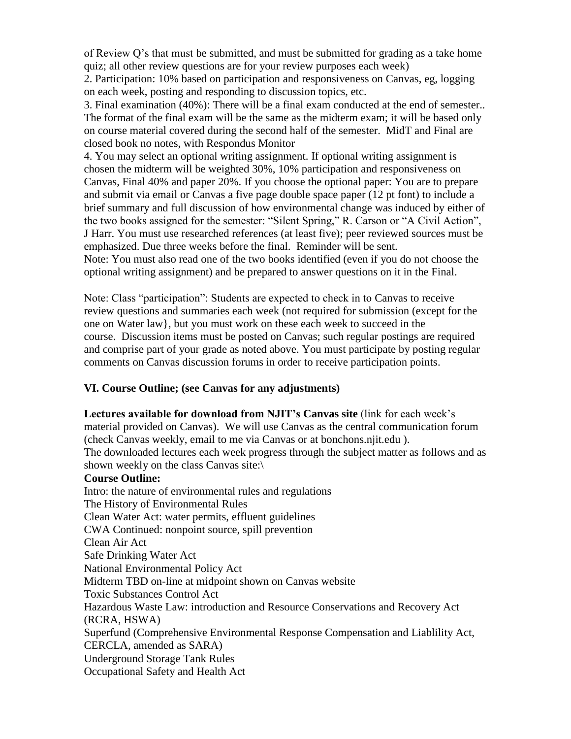of Review Q's that must be submitted, and must be submitted for grading as a take home quiz; all other review questions are for your review purposes each week)

2. Participation: 10% based on participation and responsiveness on Canvas, eg, logging on each week, posting and responding to discussion topics, etc.

3. Final examination (40%): There will be a final exam conducted at the end of semester.. The format of the final exam will be the same as the midterm exam; it will be based only on course material covered during the second half of the semester. MidT and Final are closed book no notes, with Respondus Monitor

4. You may select an optional writing assignment. If optional writing assignment is chosen the midterm will be weighted 30%, 10% participation and responsiveness on Canvas, Final 40% and paper 20%. If you choose the optional paper: You are to prepare and submit via email or Canvas a five page double space paper (12 pt font) to include a brief summary and full discussion of how environmental change was induced by either of the two books assigned for the semester: "Silent Spring," R. Carson or "A Civil Action", J Harr. You must use researched references (at least five); peer reviewed sources must be emphasized. Due three weeks before the final. Reminder will be sent.

Note: You must also read one of the two books identified (even if you do not choose the optional writing assignment) and be prepared to answer questions on it in the Final.

Note: Class "participation": Students are expected to check in to Canvas to receive review questions and summaries each week (not required for submission (except for the one on Water law}, but you must work on these each week to succeed in the course. Discussion items must be posted on Canvas; such regular postings are required and comprise part of your grade as noted above. You must participate by posting regular comments on Canvas discussion forums in order to receive participation points.

### VI. Course Outline; (see Canvas for any adjustments)

**Lectures available for download from NJIT's Canvas site** (link for each week's material provided on Canvas). We will use Canvas as the central communication forum (check Canvas weekly, email to me via Canvas or at bonchons.njit.edu ).
The downloaded lectures each week progress through the subject matter as follows and as shown weekly on the class Canvas site:\

**Course Outline:**

Intro: the nature of environmental rules and regulations
The History of Environmental Rules
Clean Water Act: water permits, effluent guidelines
CWA Continued: nonpoint source, spill prevention
Clean Air Act
Safe Drinking Water Act
National Environmental Policy Act
Midterm TBD on-line at midpoint shown on Canvas website
Toxic Substances Control Act
Hazardous Waste Law: introduction and Resource Conservations and Recovery Act (RCRA, HSWA)
Superfund (Comprehensive Environmental Response Compensation and Liablility Act, CERCLA, amended as SARA)
Underground Storage Tank Rules
Occupational Safety and Health Act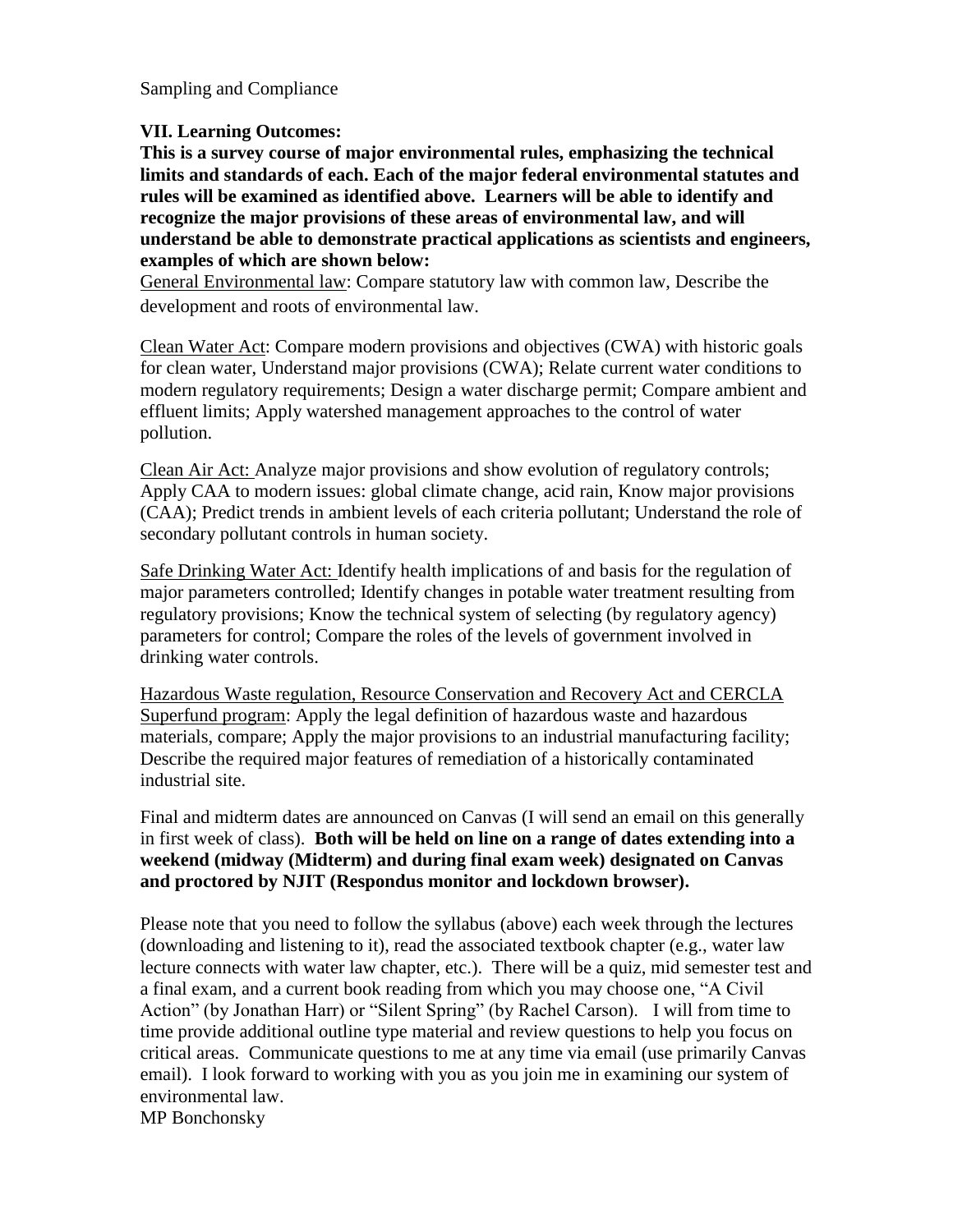Sampling and Compliance

**VII. Learning Outcomes:**

**This is a survey course of major environmental rules, emphasizing the technical limits and standards of each. Each of the major federal environmental statutes and rules will be examined as identified above. Learners will be able to identify and recognize the major provisions of these areas of environmental law, and will understand be able to demonstrate practical applications as scientists and engineers, examples of which are shown below:**

General Environmental law: Compare statutory law with common law, Describe the development and roots of environmental law.

Clean Water Act: Compare modern provisions and objectives (CWA) with historic goals for clean water, Understand major provisions (CWA); Relate current water conditions to modern regulatory requirements; Design a water discharge permit; Compare ambient and effluent limits; Apply watershed management approaches to the control of water pollution.

Clean Air Act: Analyze major provisions and show evolution of regulatory controls; Apply CAA to modern issues: global climate change, acid rain, Know major provisions (CAA); Predict trends in ambient levels of each criteria pollutant; Understand the role of secondary pollutant controls in human society.

Safe Drinking Water Act: Identify health implications of and basis for the regulation of major parameters controlled; Identify changes in potable water treatment resulting from regulatory provisions; Know the technical system of selecting (by regulatory agency) parameters for control; Compare the roles of the levels of government involved in drinking water controls.

Hazardous Waste regulation, Resource Conservation and Recovery Act and CERCLA Superfund program: Apply the legal definition of hazardous waste and hazardous materials, compare; Apply the major provisions to an industrial manufacturing facility; Describe the required major features of remediation of a historically contaminated industrial site.

Final and midterm dates are announced on Canvas (I will send an email on this generally in first week of class). **Both will be held on line on a range of dates extending into a weekend (midway (Midterm) and during final exam week) designated on Canvas and proctored by NJIT (Respondus monitor and lockdown browser).**

Please note that you need to follow the syllabus (above) each week through the lectures (downloading and listening to it), read the associated textbook chapter (e.g., water law lecture connects with water law chapter, etc.). There will be a quiz, mid semester test and a final exam, and a current book reading from which you may choose one, "A Civil Action" (by Jonathan Harr) or "Silent Spring" (by Rachel Carson). I will from time to time provide additional outline type material and review questions to help you focus on critical areas. Communicate questions to me at any time via email (use primarily Canvas email). I look forward to working with you as you join me in examining our system of environmental law.

MP Bonchonsky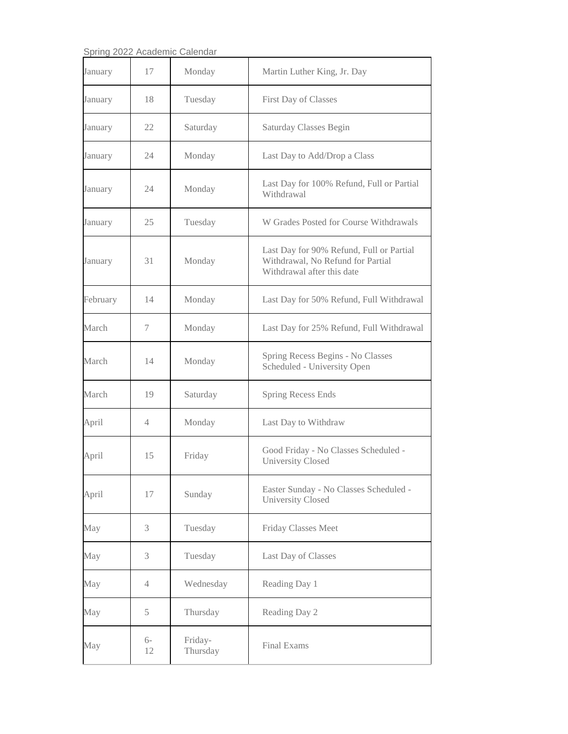Spring 2022 Academic Calendar

| | | | |
|---|---|---|---|
| January | 17 | Monday | Martin Luther King, Jr. Day |
| January | 18 | Tuesday | First Day of Classes |
| January | 22 | Saturday | Saturday Classes Begin |
| January | 24 | Monday | Last Day to Add/Drop a Class |
| January | 24 | Monday | Last Day for 100% Refund, Full or Partial Withdrawal |
| January | 25 | Tuesday | W Grades Posted for Course Withdrawals |
| January | 31 | Monday | Last Day for 90% Refund, Full or Partial Withdrawal, No Refund for Partial Withdrawal after this date |
| February | 14 | Monday | Last Day for 50% Refund, Full Withdrawal |
| March | 7 | Monday | Last Day for 25% Refund, Full Withdrawal |
| March | 14 | Monday | Spring Recess Begins - No Classes Scheduled - University Open |
| March | 19 | Saturday | Spring Recess Ends |
| April | 4 | Monday | Last Day to Withdraw |
| April | 15 | Friday | Good Friday - No Classes Scheduled - University Closed |
| April | 17 | Sunday | Easter Sunday - No Classes Scheduled - University Closed |
| May | 3 | Tuesday | Friday Classes Meet |
| May | 3 | Tuesday | Last Day of Classes |
| May | 4 | Wednesday | Reading Day 1 |
| May | 5 | Thursday | Reading Day 2 |
| May | 6-12 | Friday-Thursday | Final Exams |